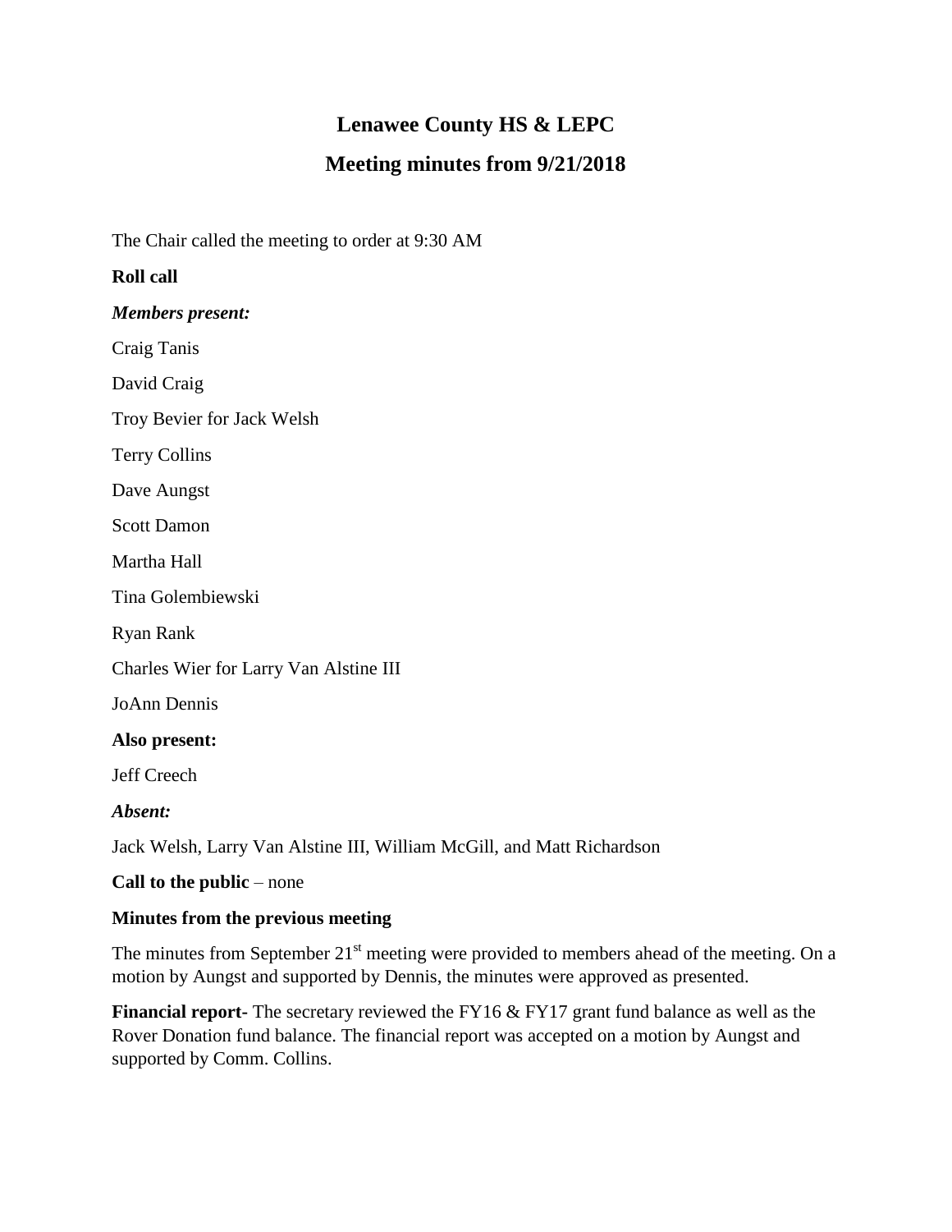# Lenawee County HS & LEPC

## Meeting minutes from 9/21/2018

The Chair called the meeting to order at 9:30 AM

**Roll call**

***Members present:***

Craig Tanis

David Craig

Troy Bevier for Jack Welsh

Terry Collins

Dave Aungst

Scott Damon

Martha Hall

Tina Golembiewski

Ryan Rank

Charles Wier for Larry Van Alstine III

JoAnn Dennis

**Also present:**

Jeff Creech

***Absent:***

Jack Welsh, Larry Van Alstine III, William McGill, and Matt Richardson

**Call to the public** – none

**Minutes from the previous meeting**

The minutes from September 21st meeting were provided to members ahead of the meeting. On a motion by Aungst and supported by Dennis, the minutes were approved as presented.

**Financial report**- The secretary reviewed the FY16 & FY17 grant fund balance as well as the Rover Donation fund balance. The financial report was accepted on a motion by Aungst and supported by Comm. Collins.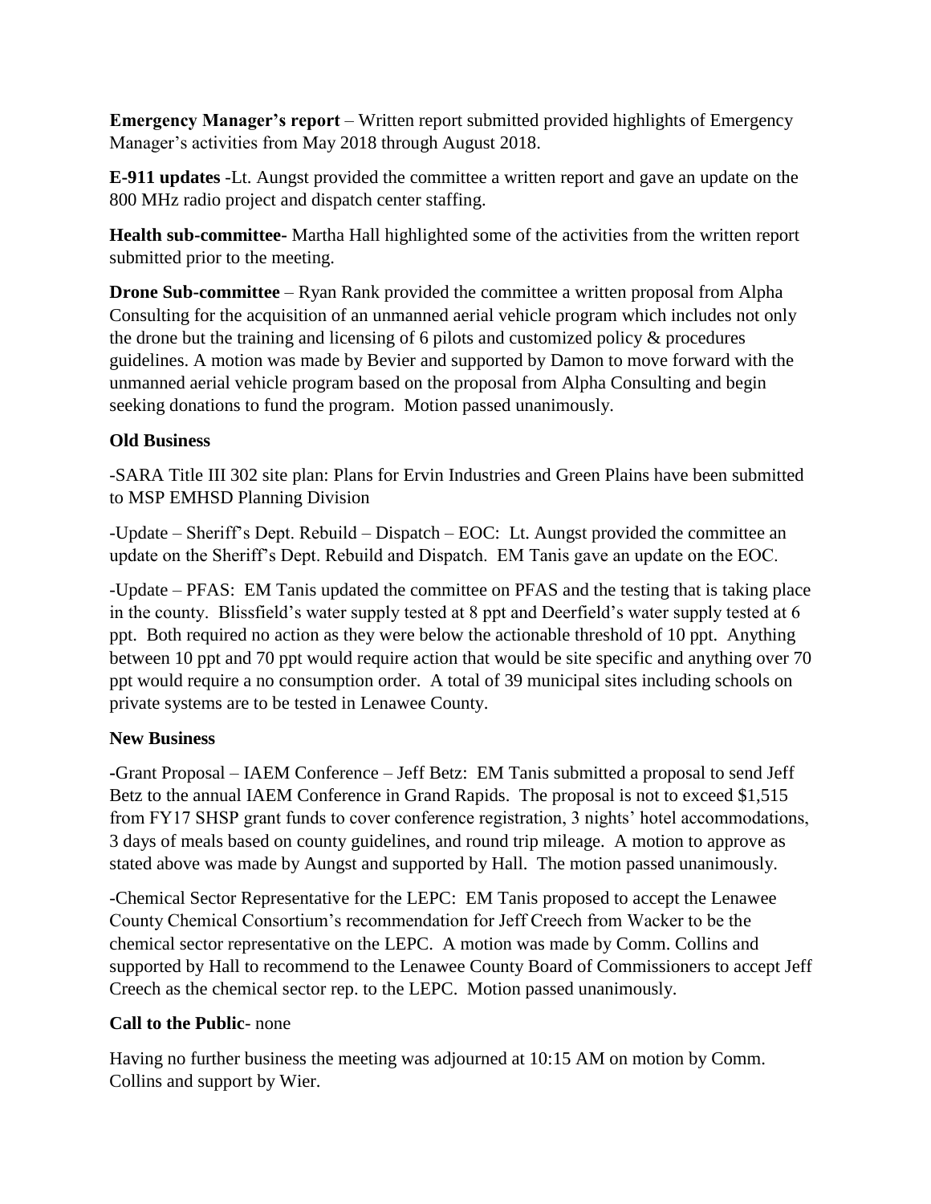**Emergency Manager's report** – Written report submitted provided highlights of Emergency Manager's activities from May 2018 through August 2018.

**E-911 updates** -Lt. Aungst provided the committee a written report and gave an update on the 800 MHz radio project and dispatch center staffing.

**Health sub-committee-** Martha Hall highlighted some of the activities from the written report submitted prior to the meeting.

**Drone Sub-committee** – Ryan Rank provided the committee a written proposal from Alpha Consulting for the acquisition of an unmanned aerial vehicle program which includes not only the drone but the training and licensing of 6 pilots and customized policy & procedures guidelines. A motion was made by Bevier and supported by Damon to move forward with the unmanned aerial vehicle program based on the proposal from Alpha Consulting and begin seeking donations to fund the program. Motion passed unanimously.

**Old Business**

-SARA Title III 302 site plan: Plans for Ervin Industries and Green Plains have been submitted to MSP EMHSD Planning Division

-Update – Sheriff's Dept. Rebuild – Dispatch – EOC: Lt. Aungst provided the committee an update on the Sheriff's Dept. Rebuild and Dispatch. EM Tanis gave an update on the EOC.

-Update – PFAS: EM Tanis updated the committee on PFAS and the testing that is taking place in the county. Blissfield's water supply tested at 8 ppt and Deerfield's water supply tested at 6 ppt. Both required no action as they were below the actionable threshold of 10 ppt. Anything between 10 ppt and 70 ppt would require action that would be site specific and anything over 70 ppt would require a no consumption order. A total of 39 municipal sites including schools on private systems are to be tested in Lenawee County.

**New Business**

-Grant Proposal – IAEM Conference – Jeff Betz: EM Tanis submitted a proposal to send Jeff Betz to the annual IAEM Conference in Grand Rapids. The proposal is not to exceed $1,515 from FY17 SHSP grant funds to cover conference registration, 3 nights' hotel accommodations, 3 days of meals based on county guidelines, and round trip mileage. A motion to approve as stated above was made by Aungst and supported by Hall. The motion passed unanimously.

-Chemical Sector Representative for the LEPC: EM Tanis proposed to accept the Lenawee County Chemical Consortium's recommendation for Jeff Creech from Wacker to be the chemical sector representative on the LEPC. A motion was made by Comm. Collins and supported by Hall to recommend to the Lenawee County Board of Commissioners to accept Jeff Creech as the chemical sector rep. to the LEPC. Motion passed unanimously.

**Call to the Public**- none

Having no further business the meeting was adjourned at 10:15 AM on motion by Comm. Collins and support by Wier.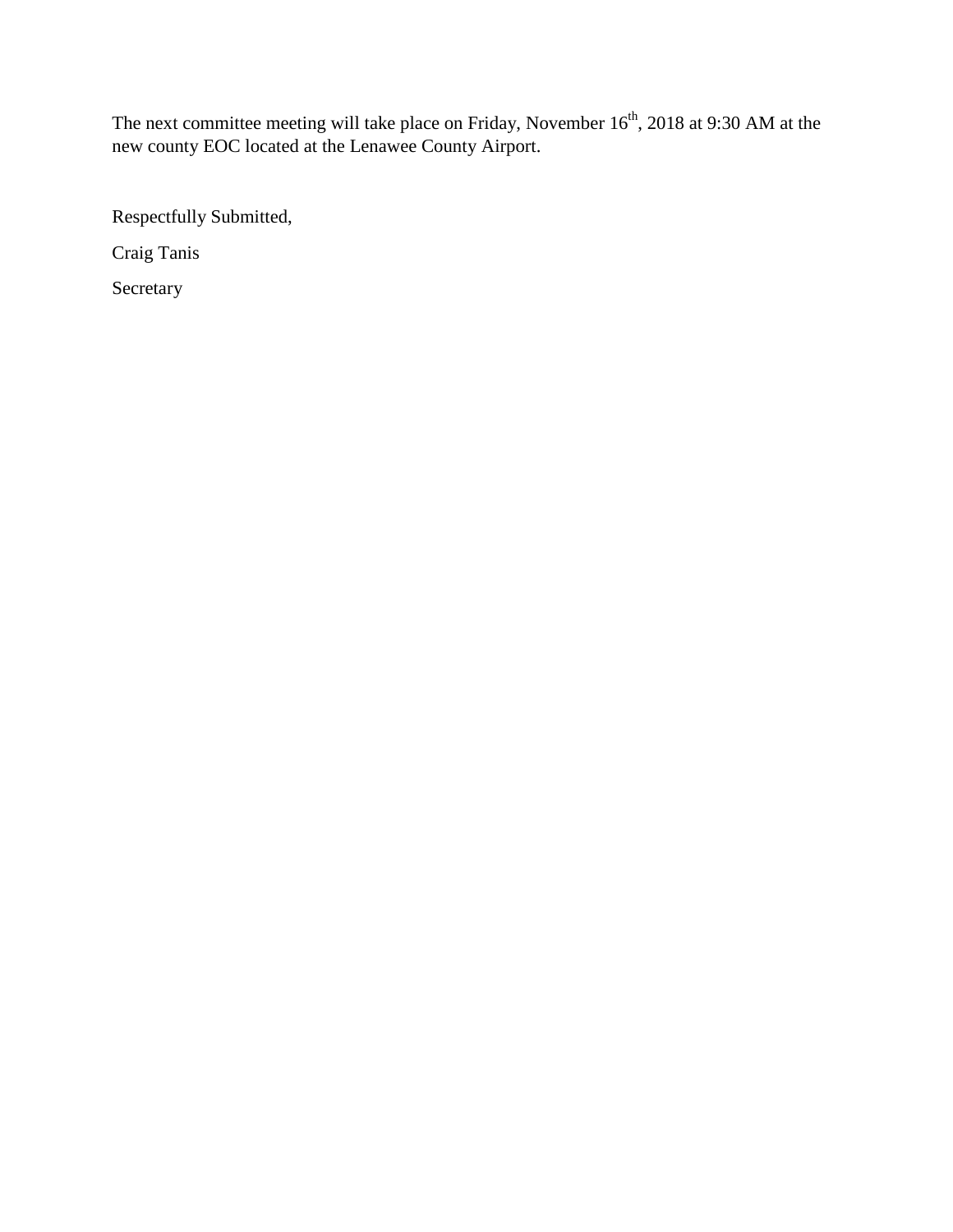The next committee meeting will take place on Friday, November 16th, 2018 at 9:30 AM at the new county EOC located at the Lenawee County Airport.

Respectfully Submitted,

Craig Tanis

Secretary